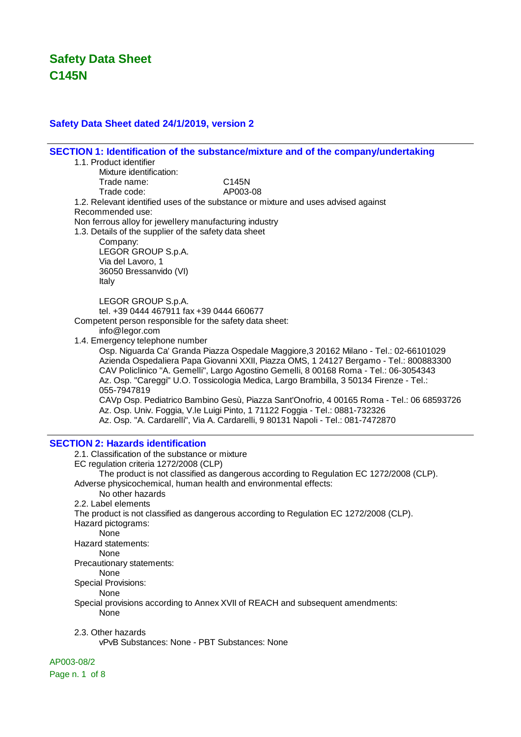# Safety Data Sheet
# C145N

### Safety Data Sheet dated 24/1/2019, version 2

## SECTION 1: Identification of the substance/mixture and of the company/undertaking

1.1. Product identifier

Mixture identification:

Trade name: C145N

Trade code: AP003-08

1.2. Relevant identified uses of the substance or mixture and uses advised against

Recommended use:

Non ferrous alloy for jewellery manufacturing industry

1.3. Details of the supplier of the safety data sheet

Company:

LEGOR GROUP S.p.A.
Via del Lavoro, 1
36050 Bressanvido (VI)
Italy

LEGOR GROUP S.p.A.
tel. +39 0444 467911 fax +39 0444 660677

Competent person responsible for the safety data sheet:

info@legor.com

1.4. Emergency telephone number

Osp. Niguarda Ca' Granda Piazza Ospedale Maggiore,3 20162 Milano - Tel.: 02-66101029
Azienda Ospedaliera Papa Giovanni XXII, Piazza OMS, 1 24127 Bergamo - Tel.: 800883300
CAV Policlinico "A. Gemelli", Largo Agostino Gemelli, 8 00168 Roma - Tel.: 06-3054343
Az. Osp. "Careggi" U.O. Tossicologia Medica, Largo Brambilla, 3 50134 Firenze - Tel.: 055-7947819
CAVp Osp. Pediatrico Bambino Gesù, Piazza Sant'Onofrio, 4 00165 Roma - Tel.: 06 68593726
Az. Osp. Univ. Foggia, V.le Luigi Pinto, 1 71122 Foggia - Tel.: 0881-732326
Az. Osp. "A. Cardarelli", Via A. Cardarelli, 9 80131 Napoli - Tel.: 081-7472870

## SECTION 2: Hazards identification

2.1. Classification of the substance or mixture

EC regulation criteria 1272/2008 (CLP)

The product is not classified as dangerous according to Regulation EC 1272/2008 (CLP).

Adverse physicochemical, human health and environmental effects:

No other hazards

2.2. Label elements

The product is not classified as dangerous according to Regulation EC 1272/2008 (CLP).

Hazard pictograms:

None

Hazard statements:

None

Precautionary statements:

None

Special Provisions:

None

Special provisions according to Annex XVII of REACH and subsequent amendments:

None

2.3. Other hazards

vPvB Substances: None - PBT Substances: None

AP003-08/2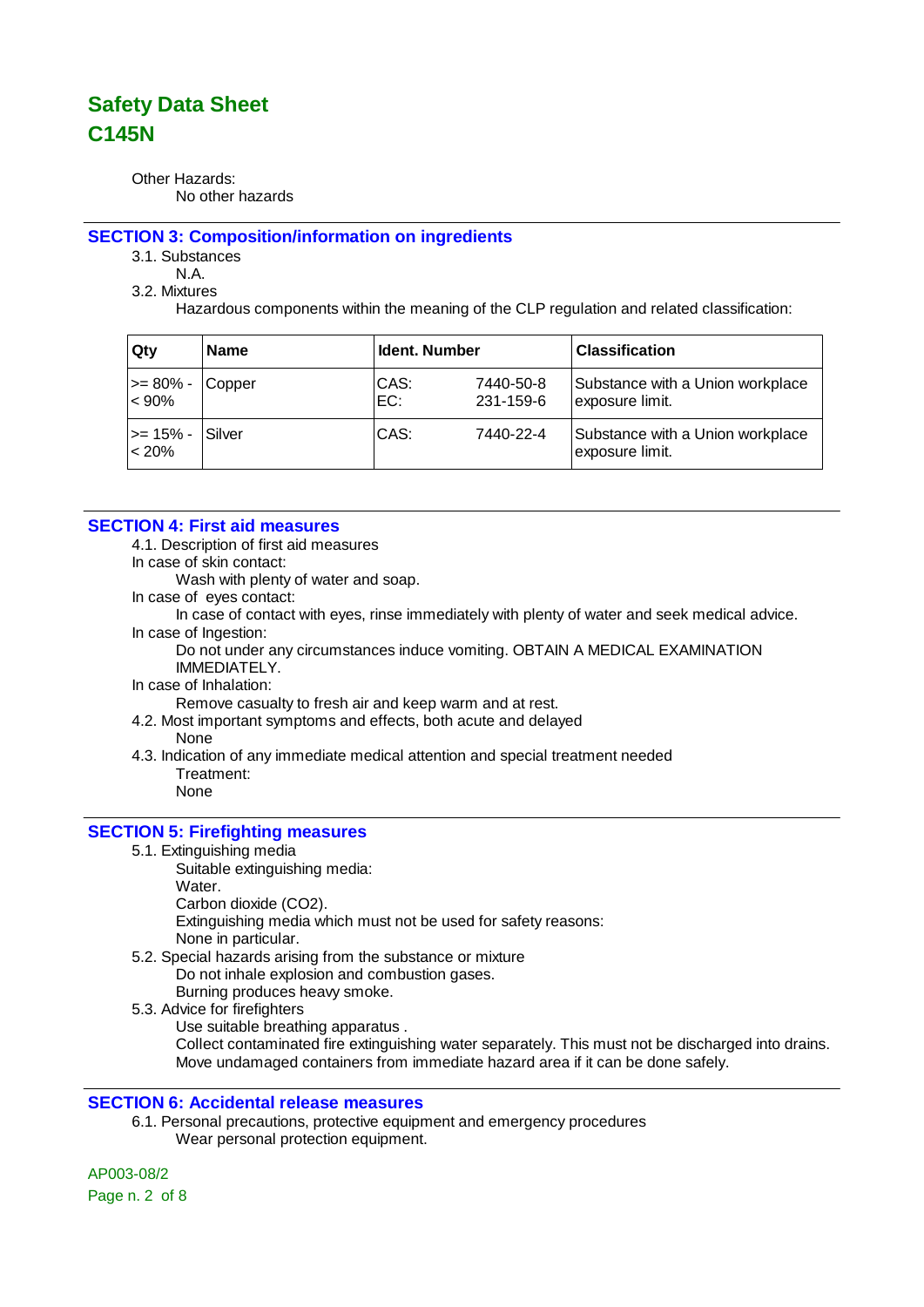Other Hazards:

No other hazards

## SECTION 3: Composition/information on ingredients

3.1. Substances

N.A.

3.2. Mixtures

Hazardous components within the meaning of the CLP regulation and related classification:

| Qty | Name | Ident. Number | | Classification |
|---|---|---|---|---|
| >= 80% - < 90% | Copper | CAS:<br>EC: | 7440-50-8<br>231-159-6 | Substance with a Union workplace exposure limit. |
| >= 15% - < 20% | Silver | CAS: | 7440-22-4 | Substance with a Union workplace exposure limit. |

## SECTION 4: First aid measures

4.1. Description of first aid measures

In case of skin contact:

Wash with plenty of water and soap.

In case of eyes contact:

In case of contact with eyes, rinse immediately with plenty of water and seek medical advice.

In case of Ingestion:

Do not under any circumstances induce vomiting. OBTAIN A MEDICAL EXAMINATION IMMEDIATELY.

In case of Inhalation:

Remove casualty to fresh air and keep warm and at rest.

4.2. Most important symptoms and effects, both acute and delayed

None

4.3. Indication of any immediate medical attention and special treatment needed

Treatment:

None

## SECTION 5: Firefighting measures

5.1. Extinguishing media

Suitable extinguishing media:

Water.

Carbon dioxide ($CO_2$).

Extinguishing media which must not be used for safety reasons:

None in particular.

5.2. Special hazards arising from the substance or mixture

Do not inhale explosion and combustion gases.

Burning produces heavy smoke.

5.3. Advice for firefighters

Use suitable breathing apparatus .

Collect contaminated fire extinguishing water separately. This must not be discharged into drains.

Move undamaged containers from immediate hazard area if it can be done safely.

## SECTION 6: Accidental release measures

6.1. Personal precautions, protective equipment and emergency procedures

Wear personal protection equipment.

AP003-08/2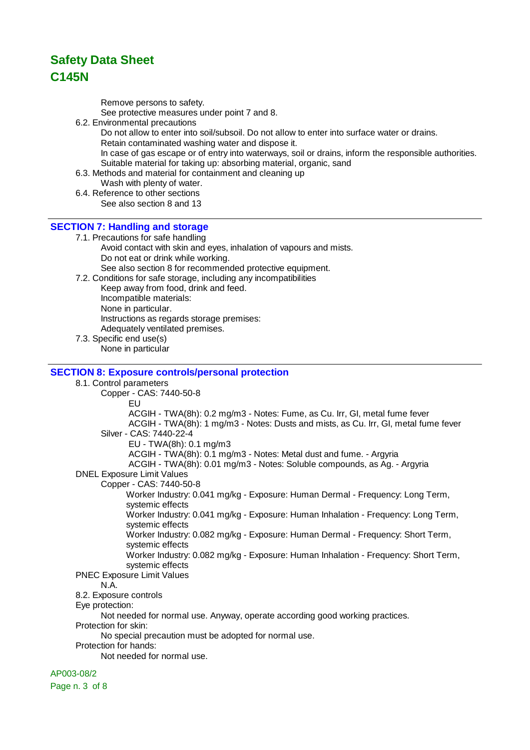Remove persons to safety.
See protective measures under point 7 and 8.

6.2. Environmental precautions

Do not allow to enter into soil/subsoil. Do not allow to enter into surface water or drains.
Retain contaminated washing water and dispose it.
In case of gas escape or of entry into waterways, soil or drains, inform the responsible authorities.
Suitable material for taking up: absorbing material, organic, sand

6.3. Methods and material for containment and cleaning up

Wash with plenty of water.

6.4. Reference to other sections

See also section 8 and 13

## SECTION 7: Handling and storage

7.1. Precautions for safe handling

Avoid contact with skin and eyes, inhalation of vapours and mists.
Do not eat or drink while working.
See also section 8 for recommended protective equipment.

7.2. Conditions for safe storage, including any incompatibilities

Keep away from food, drink and feed.
Incompatible materials:
None in particular.
Instructions as regards storage premises:
Adequately ventilated premises.

7.3. Specific end use(s)

None in particular

## SECTION 8: Exposure controls/personal protection

8.1. Control parameters

Copper - CAS: 7440-50-8

EU
ACGIH - TWA(8h): 0.2 mg/m3 - Notes: Fume, as Cu. Irr, GI, metal fume fever
ACGIH - TWA(8h): 1 mg/m3 - Notes: Dusts and mists, as Cu. Irr, GI, metal fume fever

Silver - CAS: 7440-22-4

EU - TWA(8h): 0.1 mg/m3
ACGIH - TWA(8h): 0.1 mg/m3 - Notes: Metal dust and fume. - Argyria
ACGIH - TWA(8h): 0.01 mg/m3 - Notes: Soluble compounds, as Ag. - Argyria

DNEL Exposure Limit Values

Copper - CAS: 7440-50-8

Worker Industry: 0.041 mg/kg - Exposure: Human Dermal - Frequency: Long Term, systemic effects
Worker Industry: 0.041 mg/kg - Exposure: Human Inhalation - Frequency: Long Term, systemic effects
Worker Industry: 0.082 mg/kg - Exposure: Human Dermal - Frequency: Short Term, systemic effects
Worker Industry: 0.082 mg/kg - Exposure: Human Inhalation - Frequency: Short Term, systemic effects

PNEC Exposure Limit Values

N.A.

8.2. Exposure controls

Eye protection:

Not needed for normal use. Anyway, operate according good working practices.

Protection for skin:

No special precaution must be adopted for normal use.

Protection for hands:

Not needed for normal use.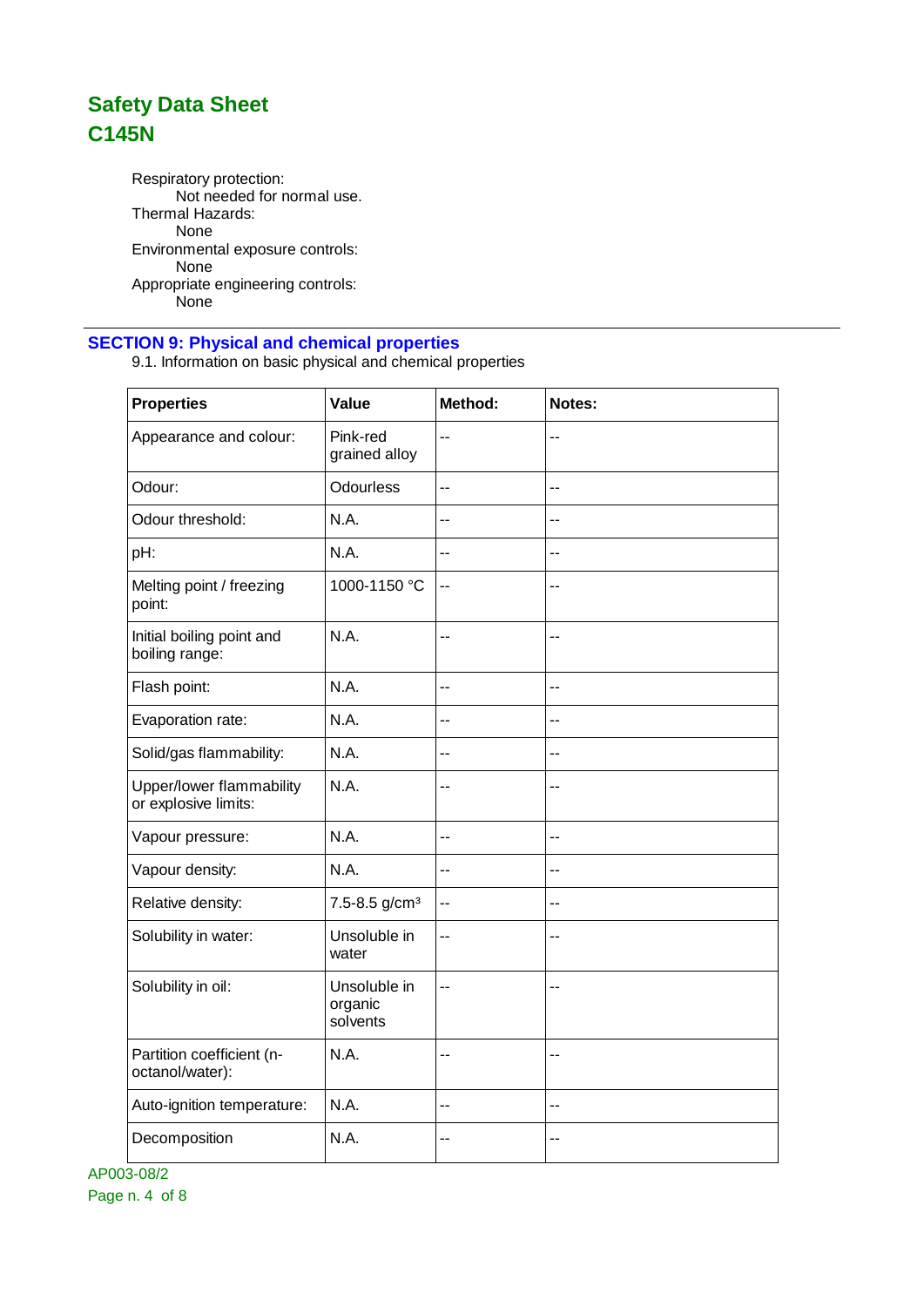Respiratory protection:
Not needed for normal use.
Thermal Hazards:
None
Environmental exposure controls:
None
Appropriate engineering controls:
None

## SECTION 9: Physical and chemical properties

9.1. Information on basic physical and chemical properties

| Properties | Value | Method: | Notes: |
|---|---|---|---|
| Appearance and colour: | Pink-red grained alloy | -- | -- |
| Odour: | Odourless | -- | -- |
| Odour threshold: | N.A. | -- | -- |
| pH: | N.A. | -- | -- |
| Melting point / freezing point: | 1000-1150 °C | -- | -- |
| Initial boiling point and boiling range: | N.A. | -- | -- |
| Flash point: | N.A. | -- | -- |
| Evaporation rate: | N.A. | -- | -- |
| Solid/gas flammability: | N.A. | -- | -- |
| Upper/lower flammability or explosive limits: | N.A. | -- | -- |
| Vapour pressure: | N.A. | -- | -- |
| Vapour density: | N.A. | -- | -- |
| Relative density: | 7.5-8.5 g/cm³ | -- | -- |
| Solubility in water: | Unsoluble in water | -- | -- |
| Solubility in oil: | Unsoluble in organic solvents | -- | -- |
| Partition coefficient (n-octanol/water): | N.A. | -- | -- |
| Auto-ignition temperature: | N.A. | -- | -- |
| Decomposition | N.A. | -- | -- |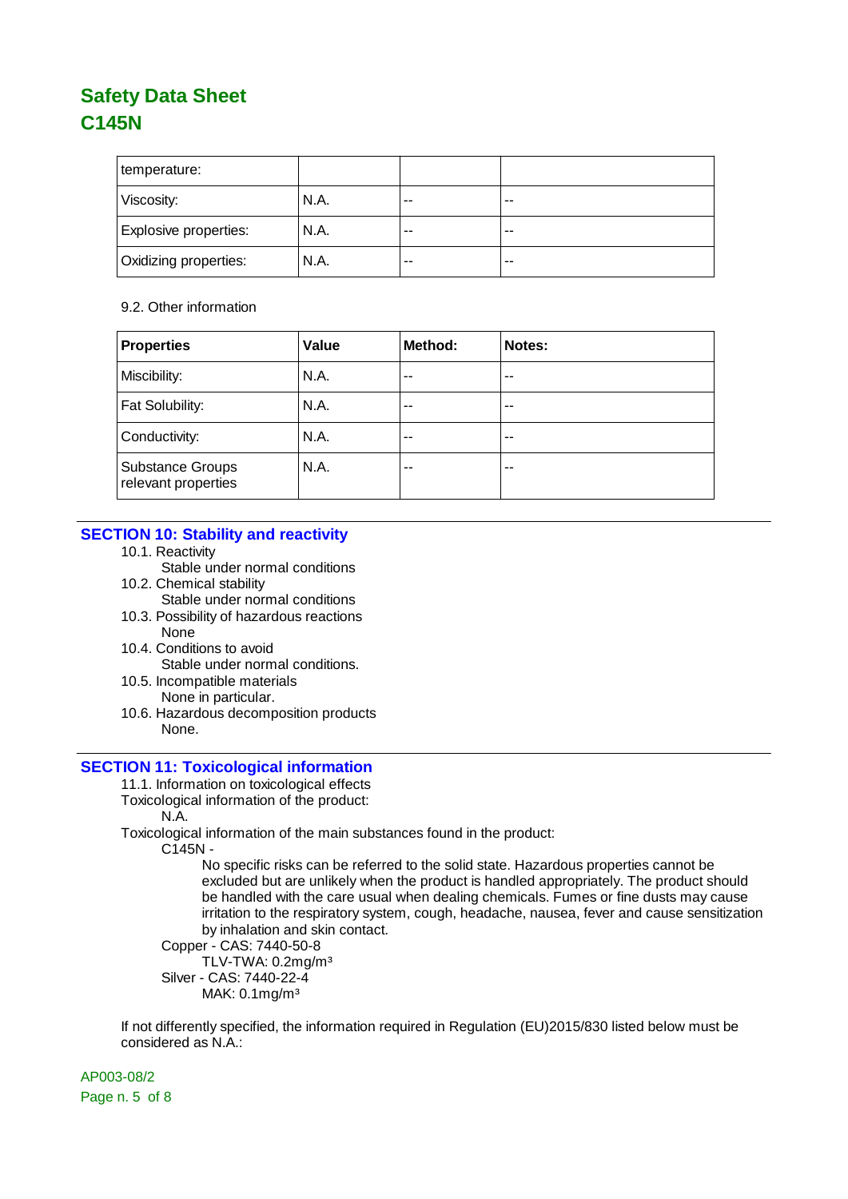| temperature: | | | |
|---|---|---|---|
| Viscosity: | N.A. | -- | -- |
| Explosive properties: | N.A. | -- | -- |
| Oxidizing properties: | N.A. | -- | -- |

9.2. Other information

| Properties | Value | Method: | Notes: |
|---|---|---|---|
| Miscibility: | N.A. | -- | -- |
| Fat Solubility: | N.A. | -- | -- |
| Conductivity: | N.A. | -- | -- |
| Substance Groups relevant properties | N.A. | -- | -- |

## SECTION 10: Stability and reactivity

10.1. Reactivity

Stable under normal conditions

10.2. Chemical stability

Stable under normal conditions

10.3. Possibility of hazardous reactions

None

10.4. Conditions to avoid

Stable under normal conditions.

10.5. Incompatible materials

None in particular.

10.6. Hazardous decomposition products

None.

## SECTION 11: Toxicological information

11.1. Information on toxicological effects

Toxicological information of the product:

N.A.

Toxicological information of the main substances found in the product:

C145N -

No specific risks can be referred to the solid state. Hazardous properties cannot be excluded but are unlikely when the product is handled appropriately. The product should be handled with the care usual when dealing chemicals. Fumes or fine dusts may cause irritation to the respiratory system, cough, headache, nausea, fever and cause sensitization by inhalation and skin contact.

Copper - CAS: 7440-50-8

TLV-TWA: 0.2mg/m³

Silver - CAS: 7440-22-4

MAK: 0.1mg/m³

If not differently specified, the information required in Regulation (EU)2015/830 listed below must be considered as N.A.: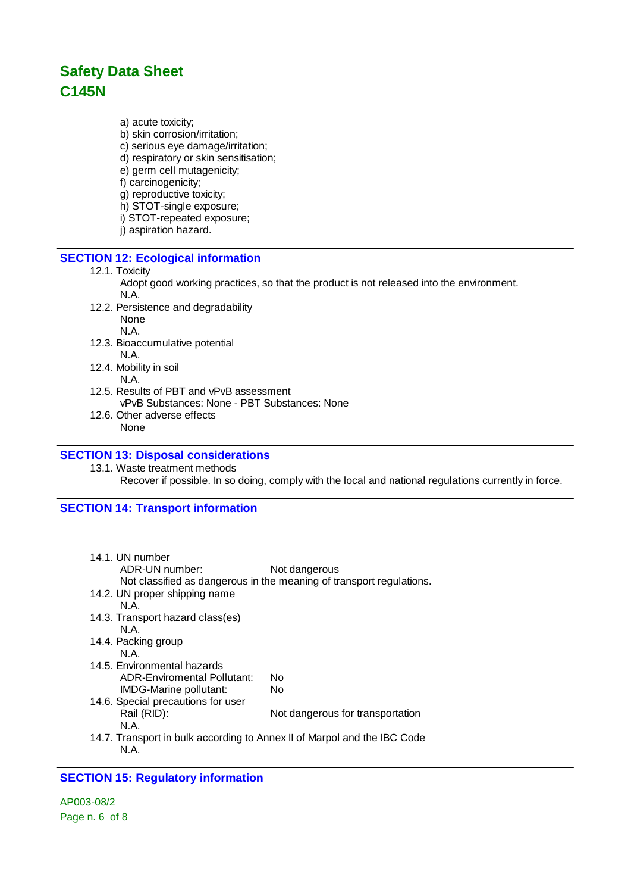a) acute toxicity;
b) skin corrosion/irritation;
c) serious eye damage/irritation;
d) respiratory or skin sensitisation;
e) germ cell mutagenicity;
f) carcinogenicity;
g) reproductive toxicity;
h) STOT-single exposure;
i) STOT-repeated exposure;
j) aspiration hazard.

## SECTION 12: Ecological information

12.1. Toxicity
Adopt good working practices, so that the product is not released into the environment.
N.A.

12.2. Persistence and degradability
None
N.A.

12.3. Bioaccumulative potential
N.A.

12.4. Mobility in soil
N.A.

12.5. Results of PBT and vPvB assessment
vPvB Substances: None - PBT Substances: None

12.6. Other adverse effects
None

## SECTION 13: Disposal considerations

13.1. Waste treatment methods
Recover if possible. In so doing, comply with the local and national regulations currently in force.

## SECTION 14: Transport information

14.1. UN number
ADR-UN number: Not dangerous
Not classified as dangerous in the meaning of transport regulations.

14.2. UN proper shipping name
N.A.

14.3. Transport hazard class(es)
N.A.

14.4. Packing group
N.A.

14.5. Environmental hazards
ADR-Enviromental Pollutant: No
IMDG-Marine pollutant: No

14.6. Special precautions for user
Rail (RID): Not dangerous for transportation
N.A.

14.7. Transport in bulk according to Annex II of Marpol and the IBC Code
N.A.

## SECTION 15: Regulatory information

AP003-08/2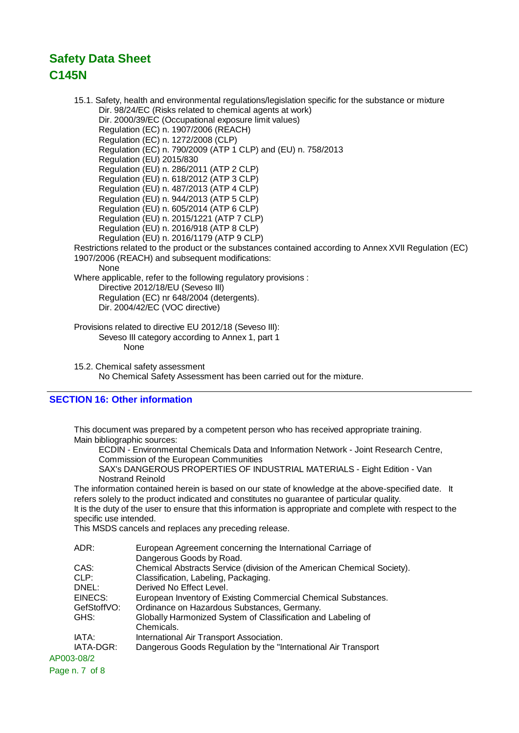# Safety Data Sheet
# C145N

15.1. Safety, health and environmental regulations/legislation specific for the substance or mixture

- Dir. 98/24/EC (Risks related to chemical agents at work)
- Dir. 2000/39/EC (Occupational exposure limit values)
- Regulation (EC) n. 1907/2006 (REACH)
- Regulation (EC) n. 1272/2008 (CLP)
- Regulation (EC) n. 790/2009 (ATP 1 CLP) and (EU) n. 758/2013
- Regulation (EU) 2015/830
- Regulation (EU) n. 286/2011 (ATP 2 CLP)
- Regulation (EU) n. 618/2012 (ATP 3 CLP)
- Regulation (EU) n. 487/2013 (ATP 4 CLP)
- Regulation (EU) n. 944/2013 (ATP 5 CLP)
- Regulation (EU) n. 605/2014 (ATP 6 CLP)
- Regulation (EU) n. 2015/1221 (ATP 7 CLP)
- Regulation (EU) n. 2016/918 (ATP 8 CLP)
- Regulation (EU) n. 2016/1179 (ATP 9 CLP)

Restrictions related to the product or the substances contained according to Annex XVII Regulation (EC) 1907/2006 (REACH) and subsequent modifications:

None

Where applicable, refer to the following regulatory provisions :

- Directive 2012/18/EU (Seveso III)
- Regulation (EC) nr 648/2004 (detergents).
- Dir. 2004/42/EC (VOC directive)

Provisions related to directive EU 2012/18 (Seveso III):

Seveso III category according to Annex 1, part 1

None

15.2. Chemical safety assessment

No Chemical Safety Assessment has been carried out for the mixture.

## SECTION 16: Other information

This document was prepared by a competent person who has received appropriate training.

Main bibliographic sources:

- ECDIN - Environmental Chemicals Data and Information Network - Joint Research Centre, Commission of the European Communities
- SAX's DANGEROUS PROPERTIES OF INDUSTRIAL MATERIALS - Eight Edition - Van Nostrand Reinold

The information contained herein is based on our state of knowledge at the above-specified date. It refers solely to the product indicated and constitutes no guarantee of particular quality.

It is the duty of the user to ensure that this information is appropriate and complete with respect to the specific use intended.

This MSDS cancels and replaces any preceding release.

| | |
|---|---|
| ADR: | European Agreement concerning the International Carriage of Dangerous Goods by Road. |
| CAS: | Chemical Abstracts Service (division of the American Chemical Society). |
| CLP: | Classification, Labeling, Packaging. |
| DNEL: | Derived No Effect Level. |
| EINECS: | European Inventory of Existing Commercial Chemical Substances. |
| GefStoffVO: | Ordinance on Hazardous Substances, Germany. |
| GHS: | Globally Harmonized System of Classification and Labeling of Chemicals. |
| IATA: | International Air Transport Association. |
| IATA-DGR: | Dangerous Goods Regulation by the "International Air Transport |

AP003-08/2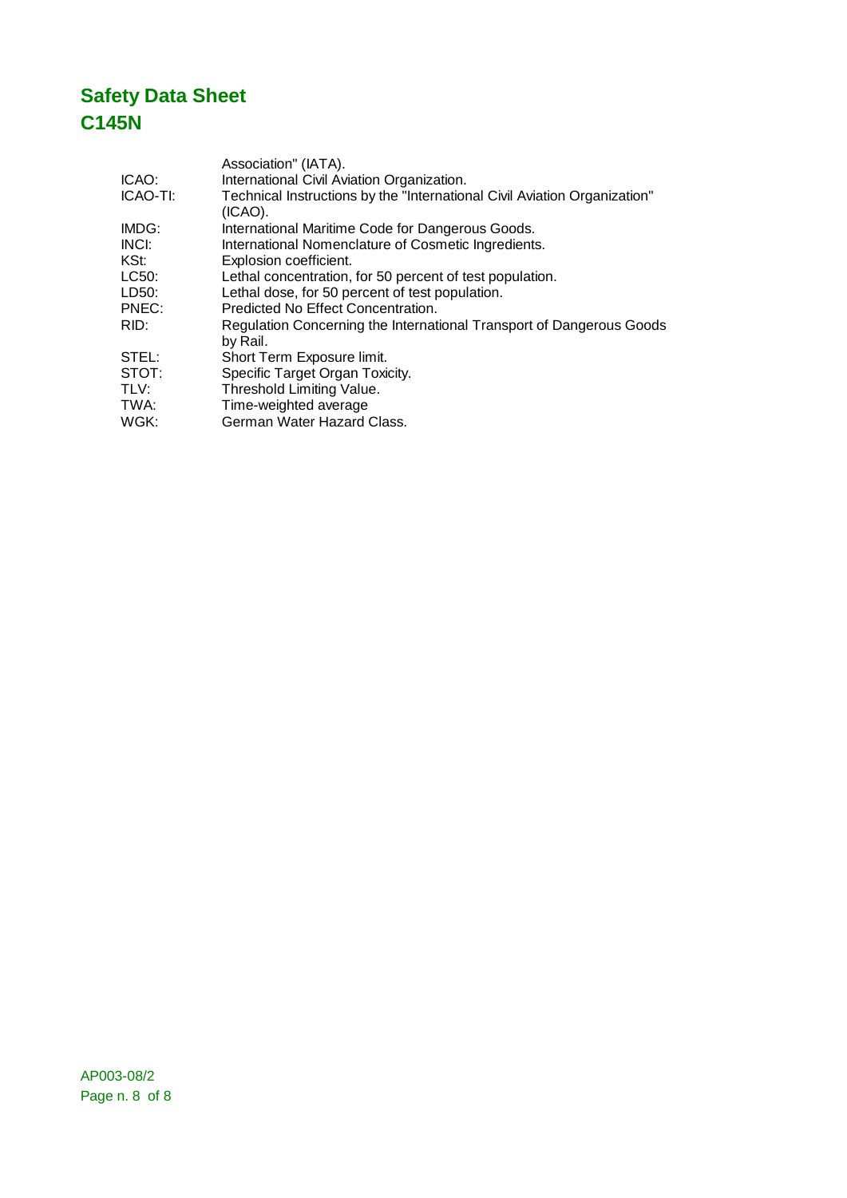Association" (IATA).

| | |
|---|---|
| ICAO: | International Civil Aviation Organization. |
| ICAO-TI: | Technical Instructions by the "International Civil Aviation Organization" (ICAO). |
| IMDG: | International Maritime Code for Dangerous Goods. |
| INCI: | International Nomenclature of Cosmetic Ingredients. |
| KSt: | Explosion coefficient. |
| LC50: | Lethal concentration, for 50 percent of test population. |
| LD50: | Lethal dose, for 50 percent of test population. |
| PNEC: | Predicted No Effect Concentration. |
| RID: | Regulation Concerning the International Transport of Dangerous Goods by Rail. |
| STEL: | Short Term Exposure limit. |
| STOT: | Specific Target Organ Toxicity. |
| TLV: | Threshold Limiting Value. |
| TWA: | Time-weighted average |
| WGK: | German Water Hazard Class. |